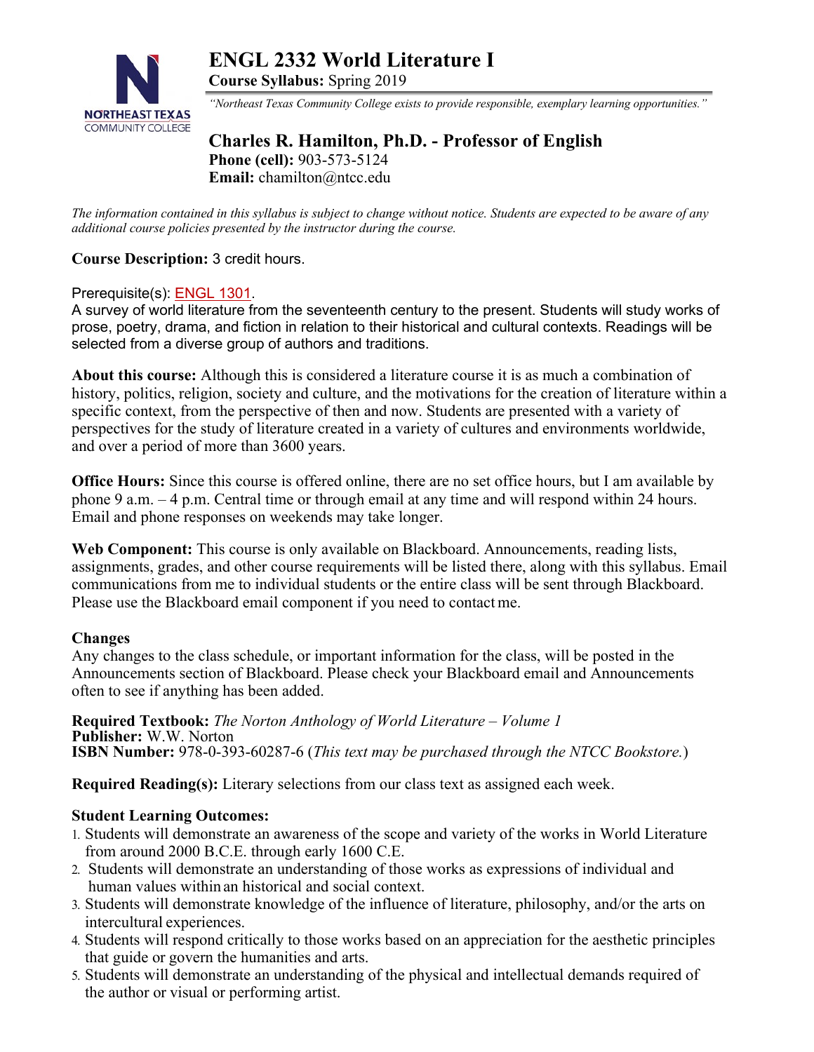# ENGL 2332 World Literature I

**Course Syllabus:** Spring 2019

*"Northeast Texas Community College exists to provide responsible, exemplary learning opportunities."*

## Charles R. Hamilton, Ph.D. - Professor of English

**Phone (cell):** 903-573-5124
**Email:** chamilton@ntcc.edu

*The information contained in this syllabus is subject to change without notice. Students are expected to be aware of any additional course policies presented by the instructor during the course.*

**Course Description:** 3 credit hours.

Prerequisite(s): ENGL 1301.
A survey of world literature from the seventeenth century to the present. Students will study works of prose, poetry, drama, and fiction in relation to their historical and cultural contexts. Readings will be selected from a diverse group of authors and traditions.

**About this course:** Although this is considered a literature course it is as much a combination of history, politics, religion, society and culture, and the motivations for the creation of literature within a specific context, from the perspective of then and now. Students are presented with a variety of perspectives for the study of literature created in a variety of cultures and environments worldwide, and over a period of more than 3600 years.

**Office Hours:** Since this course is offered online, there are no set office hours, but I am available by phone 9 a.m. – 4 p.m. Central time or through email at any time and will respond within 24 hours. Email and phone responses on weekends may take longer.

**Web Component:** This course is only available on Blackboard. Announcements, reading lists, assignments, grades, and other course requirements will be listed there, along with this syllabus. Email communications from me to individual students or the entire class will be sent through Blackboard. Please use the Blackboard email component if you need to contact me.

**Changes**
Any changes to the class schedule, or important information for the class, will be posted in the Announcements section of Blackboard. Please check your Blackboard email and Announcements often to see if anything has been added.

**Required Textbook:** *The Norton Anthology of World Literature – Volume 1*
**Publisher:** W.W. Norton
**ISBN Number:** 978-0-393-60287-6 (*This text may be purchased through the NTCC Bookstore.*)

**Required Reading(s):** Literary selections from our class text as assigned each week.

**Student Learning Outcomes:**

1. Students will demonstrate an awareness of the scope and variety of the works in World Literature from around 2000 B.C.E. through early 1600 C.E.
2. Students will demonstrate an understanding of those works as expressions of individual and human values within an historical and social context.
3. Students will demonstrate knowledge of the influence of literature, philosophy, and/or the arts on intercultural experiences.
4. Students will respond critically to those works based on an appreciation for the aesthetic principles that guide or govern the humanities and arts.
5. Students will demonstrate an understanding of the physical and intellectual demands required of the author or visual or performing artist.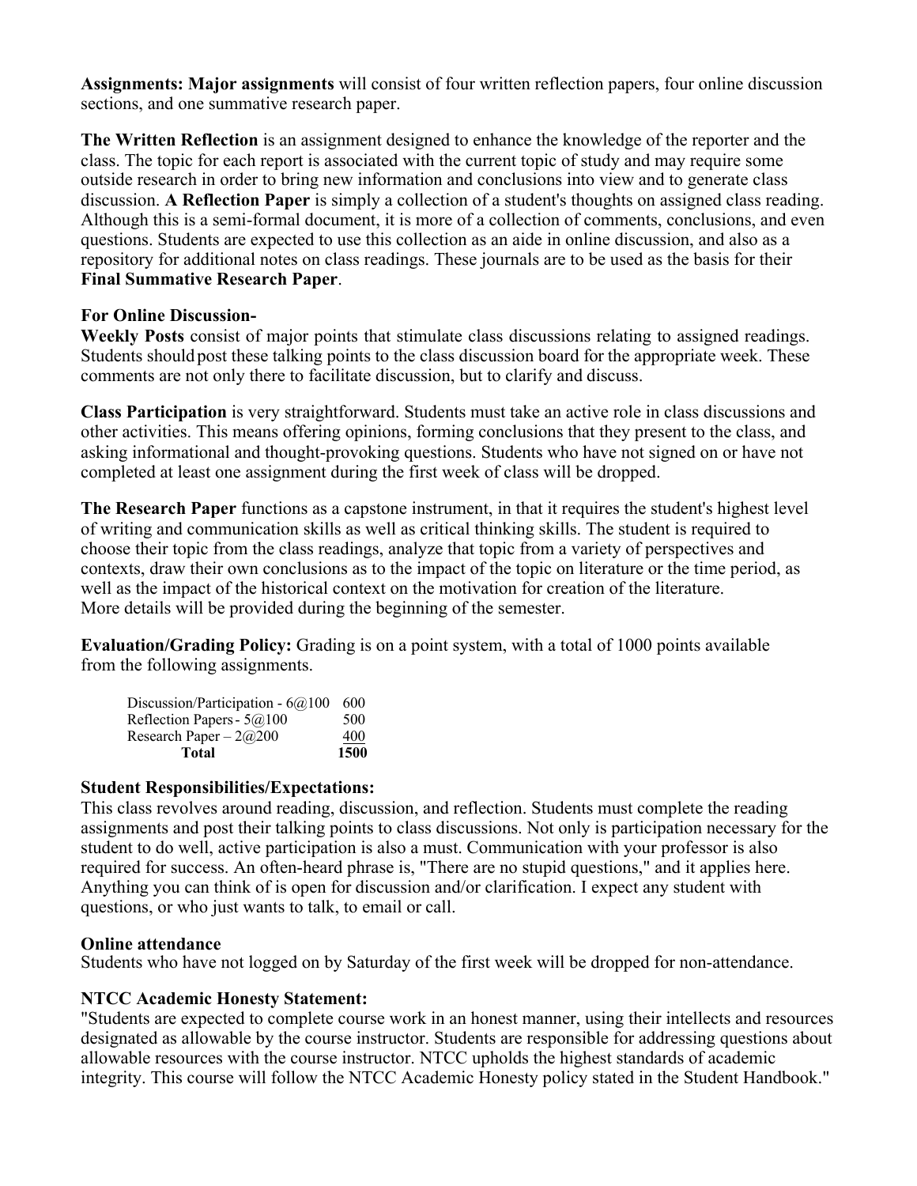**Assignments: Major assignments** will consist of four written reflection papers, four online discussion sections, and one summative research paper.

**The Written Reflection** is an assignment designed to enhance the knowledge of the reporter and the class. The topic for each report is associated with the current topic of study and may require some outside research in order to bring new information and conclusions into view and to generate class discussion. **A Reflection Paper** is simply a collection of a student's thoughts on assigned class reading. Although this is a semi-formal document, it is more of a collection of comments, conclusions, and even questions. Students are expected to use this collection as an aide in online discussion, and also as a repository for additional notes on class readings. These journals are to be used as the basis for their **Final Summative Research Paper**.

**For Online Discussion-**
**Weekly Posts** consist of major points that stimulate class discussions relating to assigned readings. Students should post these talking points to the class discussion board for the appropriate week. These comments are not only there to facilitate discussion, but to clarify and discuss.

**Class Participation** is very straightforward. Students must take an active role in class discussions and other activities. This means offering opinions, forming conclusions that they present to the class, and asking informational and thought-provoking questions. Students who have not signed on or have not completed at least one assignment during the first week of class will be dropped.

**The Research Paper** functions as a capstone instrument, in that it requires the student's highest level of writing and communication skills as well as critical thinking skills. The student is required to choose their topic from the class readings, analyze that topic from a variety of perspectives and contexts, draw their own conclusions as to the impact of the topic on literature or the time period, as well as the impact of the historical context on the motivation for creation of the literature.
More details will be provided during the beginning of the semester.

**Evaluation/Grading Policy:** Grading is on a point system, with a total of 1000 points available from the following assignments.

| | |
|---|---|
| Discussion/Participation - 6@100 | 600 |
| Reflection Papers - 5@100 | 500 |
| Research Paper – 2@200 | 400 |
| **Total** | **1500** |

**Student Responsibilities/Expectations:**
This class revolves around reading, discussion, and reflection. Students must complete the reading assignments and post their talking points to class discussions. Not only is participation necessary for the student to do well, active participation is also a must. Communication with your professor is also required for success. An often-heard phrase is, "There are no stupid questions," and it applies here. Anything you can think of is open for discussion and/or clarification. I expect any student with questions, or who just wants to talk, to email or call.

**Online attendance**
Students who have not logged on by Saturday of the first week will be dropped for non-attendance.

**NTCC Academic Honesty Statement:**
"Students are expected to complete course work in an honest manner, using their intellects and resources designated as allowable by the course instructor. Students are responsible for addressing questions about allowable resources with the course instructor. NTCC upholds the highest standards of academic integrity. This course will follow the NTCC Academic Honesty policy stated in the Student Handbook."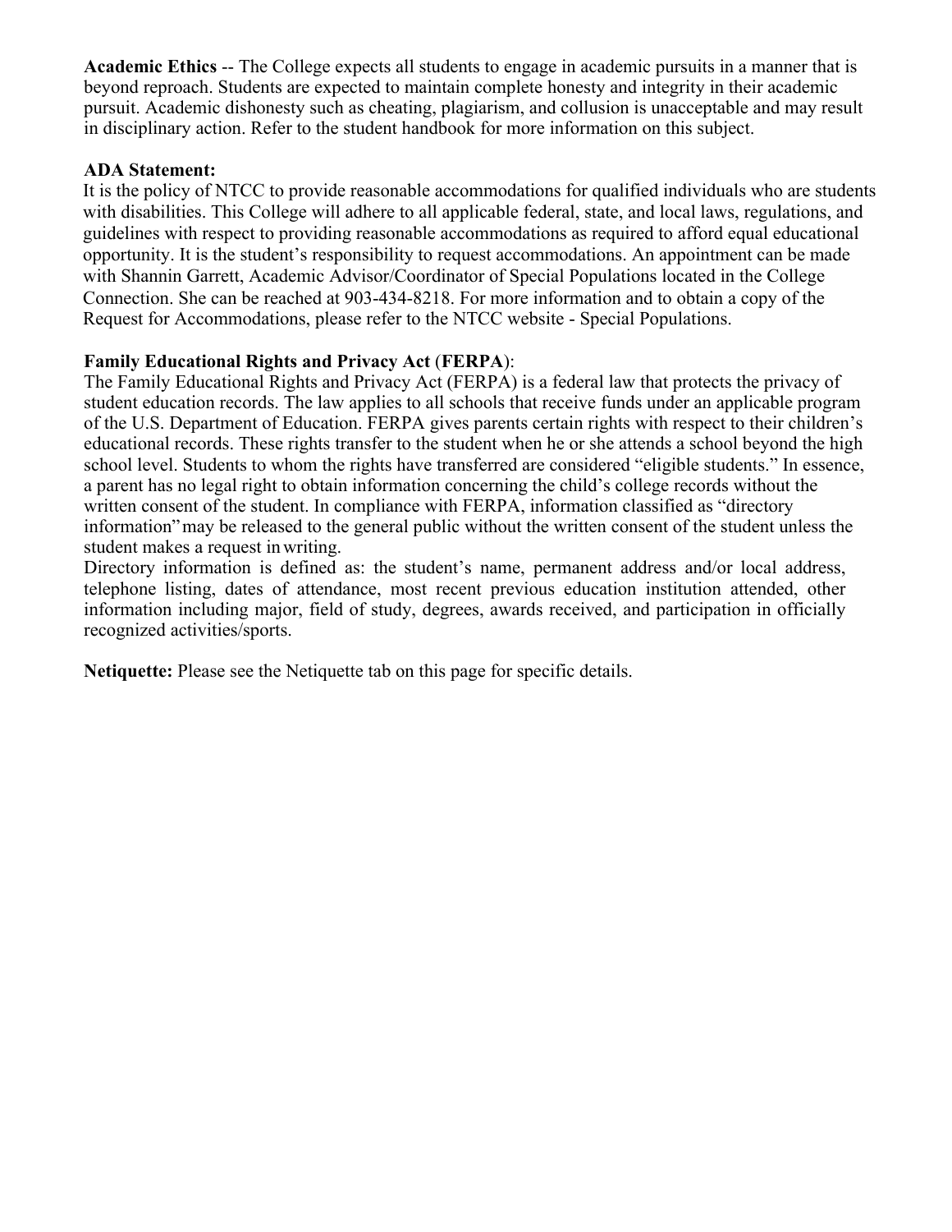**Academic Ethics** -- The College expects all students to engage in academic pursuits in a manner that is beyond reproach. Students are expected to maintain complete honesty and integrity in their academic pursuit. Academic dishonesty such as cheating, plagiarism, and collusion is unacceptable and may result in disciplinary action. Refer to the student handbook for more information on this subject.

**ADA Statement:**
It is the policy of NTCC to provide reasonable accommodations for qualified individuals who are students with disabilities. This College will adhere to all applicable federal, state, and local laws, regulations, and guidelines with respect to providing reasonable accommodations as required to afford equal educational opportunity. It is the student's responsibility to request accommodations. An appointment can be made with Shannin Garrett, Academic Advisor/Coordinator of Special Populations located in the College Connection. She can be reached at 903-434-8218. For more information and to obtain a copy of the Request for Accommodations, please refer to the NTCC website - Special Populations.

**Family Educational Rights and Privacy Act** (**FERPA**):
The Family Educational Rights and Privacy Act (FERPA) is a federal law that protects the privacy of student education records. The law applies to all schools that receive funds under an applicable program of the U.S. Department of Education. FERPA gives parents certain rights with respect to their children's educational records. These rights transfer to the student when he or she attends a school beyond the high school level. Students to whom the rights have transferred are considered "eligible students." In essence, a parent has no legal right to obtain information concerning the child's college records without the written consent of the student. In compliance with FERPA, information classified as "directory information" may be released to the general public without the written consent of the student unless the student makes a request in writing.
Directory information is defined as: the student's name, permanent address and/or local address, telephone listing, dates of attendance, most recent previous education institution attended, other information including major, field of study, degrees, awards received, and participation in officially recognized activities/sports.

**Netiquette:** Please see the Netiquette tab on this page for specific details.